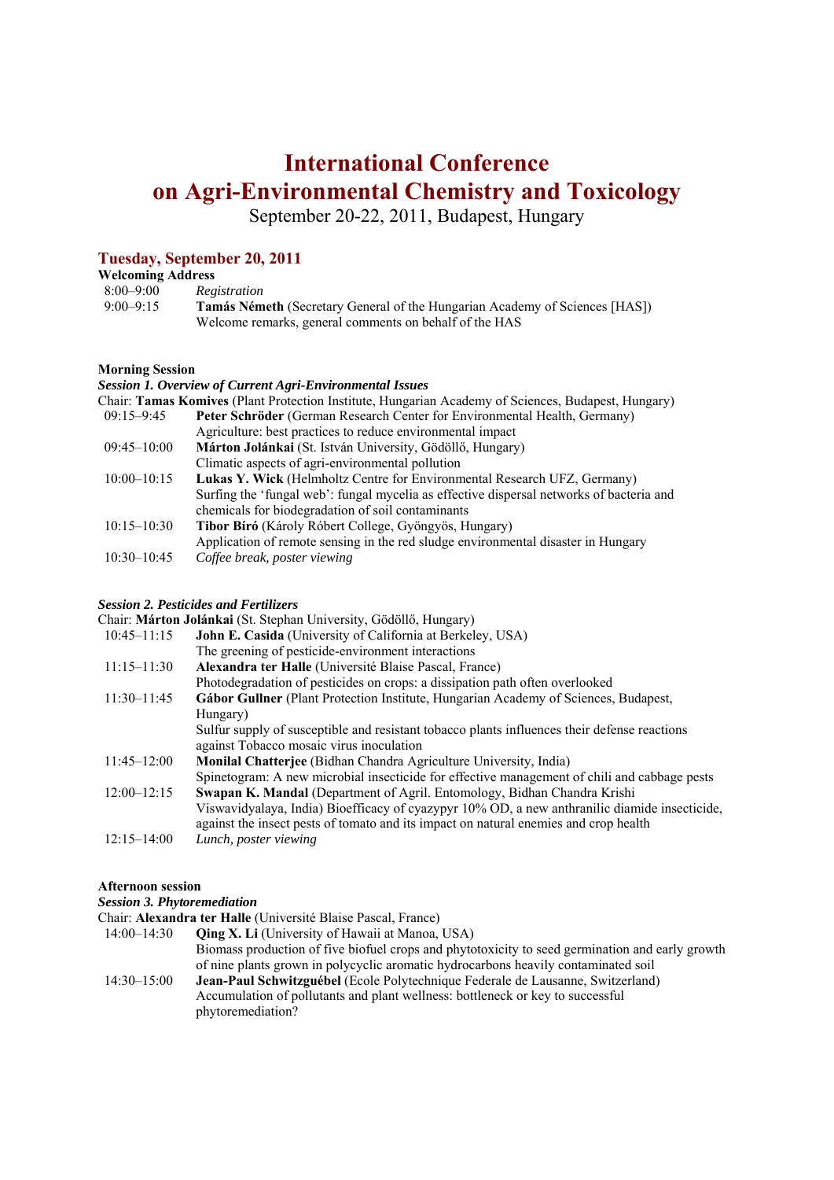# International Conference on Agri-Environmental Chemistry and Toxicology

September 20-22, 2011, Budapest, Hungary

## Tuesday, September 20, 2011

**Welcoming Address**

8:00–9:00 *Registration*

9:00–9:15 **Tamás Németh** (Secretary General of the Hungarian Academy of Sciences [HAS])
Welcome remarks, general comments on behalf of the HAS

**Morning Session**

***Session 1. Overview of Current Agri-Environmental Issues***

Chair: **Tamas Komives** (Plant Protection Institute, Hungarian Academy of Sciences, Budapest, Hungary)

09:15–9:45 **Peter Schröder** (German Research Center for Environmental Health, Germany)
Agriculture: best practices to reduce environmental impact

09:45–10:00 **Márton Jolánkai** (St. István University, Gödöllő, Hungary)
Climatic aspects of agri-environmental pollution

10:00–10:15 **Lukas Y. Wick** (Helmholtz Centre for Environmental Research UFZ, Germany)
Surfing the 'fungal web': fungal mycelia as effective dispersal networks of bacteria and chemicals for biodegradation of soil contaminants

10:15–10:30 **Tibor Bíró** (Károly Róbert College, Gyöngyös, Hungary)
Application of remote sensing in the red sludge environmental disaster in Hungary

10:30–10:45 *Coffee break, poster viewing*

***Session 2. Pesticides and Fertilizers***

Chair: **Márton Jolánkai** (St. Stephan University, Gödöllő, Hungary)

10:45–11:15 **John E. Casida** (University of California at Berkeley, USA)
The greening of pesticide-environment interactions

11:15–11:30 **Alexandra ter Halle** (Université Blaise Pascal, France)
Photodegradation of pesticides on crops: a dissipation path often overlooked

11:30–11:45 **Gábor Gullner** (Plant Protection Institute, Hungarian Academy of Sciences, Budapest, Hungary)
Sulfur supply of susceptible and resistant tobacco plants influences their defense reactions against Tobacco mosaic virus inoculation

11:45–12:00 **Monilal Chatterjee** (Bidhan Chandra Agriculture University, India)
Spinetogram: A new microbial insecticide for effective management of chili and cabbage pests

12:00–12:15 **Swapan K. Mandal** (Department of Agril. Entomology, Bidhan Chandra Krishi Viswavidyalaya, India) Bioefficacy of cyazypyr 10% OD, a new anthranilic diamide insecticide, against the insect pests of tomato and its impact on natural enemies and crop health

12:15–14:00 *Lunch, poster viewing*

**Afternoon session**

***Session 3. Phytoremediation***

Chair: **Alexandra ter Halle** (Université Blaise Pascal, France)

14:00–14:30 **Qing X. Li** (University of Hawaii at Manoa, USA)
Biomass production of five biofuel crops and phytotoxicity to seed germination and early growth of nine plants grown in polycyclic aromatic hydrocarbons heavily contaminated soil

14:30–15:00 **Jean-Paul Schwitzguébel** (Ecole Polytechnique Federale de Lausanne, Switzerland)
Accumulation of pollutants and plant wellness: bottleneck or key to successful phytoremediation?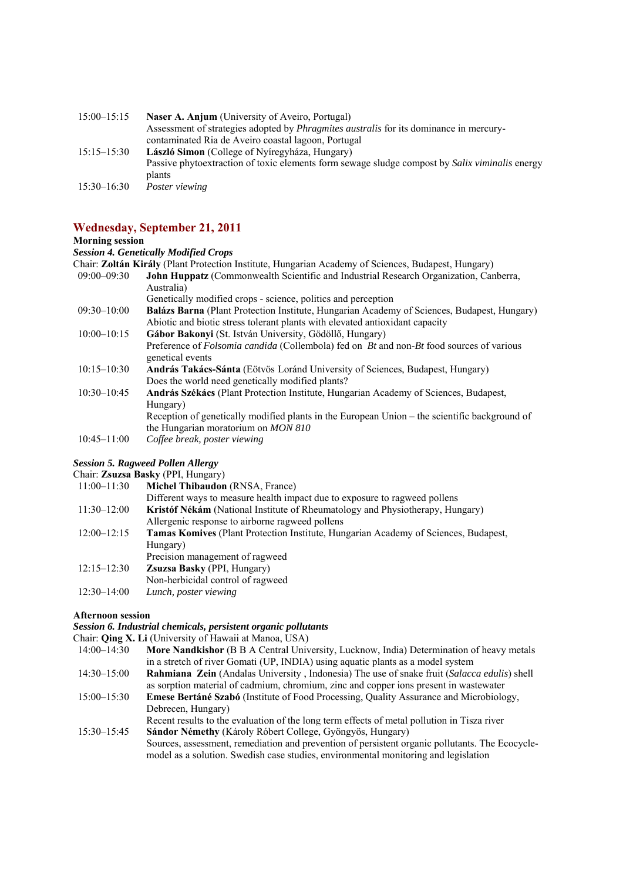15:00–15:15 **Naser A. Anjum** (University of Aveiro, Portugal)
Assessment of strategies adopted by *Phragmites australis* for its dominance in mercury-contaminated Ria de Aveiro coastal lagoon, Portugal

15:15–15:30 **László Simon** (College of Nyíregyháza, Hungary)
Passive phytoextraction of toxic elements form sewage sludge compost by *Salix viminalis* energy plants

15:30–16:30 *Poster viewing*

## Wednesday, September 21, 2011

**Morning session**

***Session 4. Genetically Modified Crops***

Chair: **Zoltán Király** (Plant Protection Institute, Hungarian Academy of Sciences, Budapest, Hungary)

09:00–09:30 **John Huppatz** (Commonwealth Scientific and Industrial Research Organization, Canberra, Australia)
Genetically modified crops - science, politics and perception

09:30–10:00 **Balázs Barna** (Plant Protection Institute, Hungarian Academy of Sciences, Budapest, Hungary)
Abiotic and biotic stress tolerant plants with elevated antioxidant capacity

10:00–10:15 **Gábor Bakonyi** (St. István University, Gödöllő, Hungary)
Preference of *Folsomia candida* (Collembola) fed on *Bt* and non-*Bt* food sources of various genetical events

10:15–10:30 **András Takács-Sánta** (Eötvös Loránd University of Sciences, Budapest, Hungary)
Does the world need genetically modified plants?

10:30–10:45 **András Székács** (Plant Protection Institute, Hungarian Academy of Sciences, Budapest, Hungary)
Reception of genetically modified plants in the European Union – the scientific background of the Hungarian moratorium on *MON 810*

10:45–11:00 *Coffee break, poster viewing*

***Session 5. Ragweed Pollen Allergy***

Chair: **Zsuzsa Basky** (PPI, Hungary)

11:00–11:30 **Michel Thibaudon** (RNSA, France)
Different ways to measure health impact due to exposure to ragweed pollens

11:30–12:00 **Kristóf Nékám** (National Institute of Rheumatology and Physiotherapy, Hungary)
Allergenic response to airborne ragweed pollens

12:00–12:15 **Tamas Komives** (Plant Protection Institute, Hungarian Academy of Sciences, Budapest, Hungary)
Precision management of ragweed

12:15–12:30 **Zsuzsa Basky** (PPI, Hungary)
Non-herbicidal control of ragweed

12:30–14:00 *Lunch, poster viewing*

**Afternoon session**

***Session 6. Industrial chemicals, persistent organic pollutants***

Chair: **Qing X. Li** (University of Hawaii at Manoa, USA)

14:00–14:30 **More Nandkishor** (B B A Central University, Lucknow, India) Determination of heavy metals in a stretch of river Gomati (UP, INDIA) using aquatic plants as a model system

14:30–15:00 **Rahmiana Zein** (Andalas University , Indonesia) The use of snake fruit (*Salacca edulis*) shell as sorption material of cadmium, chromium, zinc and copper ions present in wastewater

15:00–15:30 **Emese Bertáné Szabó** (Institute of Food Processing, Quality Assurance and Microbiology, Debrecen, Hungary)
Recent results to the evaluation of the long term effects of metal pollution in Tisza river

15:30–15:45 **Sándor Némethy** (Károly Róbert College, Gyöngyös, Hungary)
Sources, assessment, remediation and prevention of persistent organic pollutants. The Ecocycle-model as a solution. Swedish case studies, environmental monitoring and legislation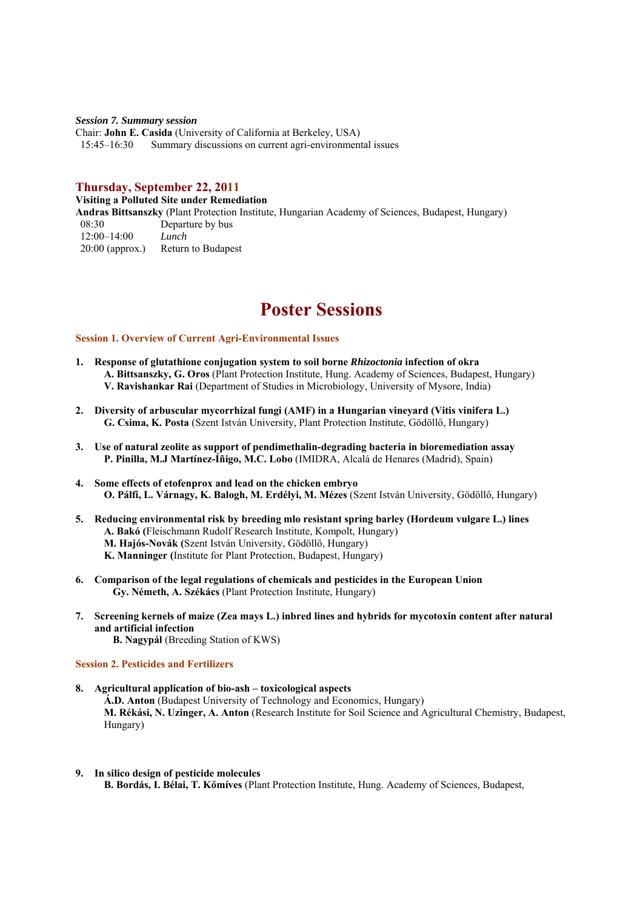***Session 7. Summary session***

Chair: **John E. Casida** (University of California at Berkeley, USA)

15:45–16:30 Summary discussions on current agri-environmental issues

## Thursday, September 22, 2011

**Visiting a Polluted Site under Remediation**

**Andras Bittsanszky** (Plant Protection Institute, Hungarian Academy of Sciences, Budapest, Hungary)

08:30 Departure by bus

12:00–14:00 *Lunch*

20:00 (approx.) Return to Budapest

# Poster Sessions

### Session 1. Overview of Current Agri-Environmental Issues

1. **Response of glutathione conjugation system to soil borne *Rhizoctonia* infection of okra**
   **A. Bittsanszky, G. Oros** (Plant Protection Institute, Hung. Academy of Sciences, Budapest, Hungary)
   **V. Ravishankar Rai** (Department of Studies in Microbiology, University of Mysore, India)

2. **Diversity of arbuscular mycorrhizal fungi (AMF) in a Hungarian vineyard (Vitis vinifera L.)**
   **G. Csima, K. Posta** (Szent István University, Plant Protection Institute, Gödöllő, Hungary)

3. **Use of natural zeolite as support of pendimethalin-degrading bacteria in bioremediation assay**
   **P. Pinilla, M.J Martínez-Íñigo, M.C. Lobo** (IMIDRA, Alcalá de Henares (Madrid), Spain)

4. **Some effects of etofenprox and lead on the chicken embryo**
   **O. Pálfi, L. Várnagy, K. Balogh, M. Erdélyi, M. Mézes** (Szent István University, Gödöllő, Hungary)

5. **Reducing environmental risk by breeding mlo resistant spring barley (Hordeum vulgare L.) lines**
   **A. Bakó (**Fleischmann Rudolf Research Institute, Kompolt, Hungary)
   **M. Hajós-Novák (**Szent István University, Gödöllő, Hungary)
   **K. Manninger (**Institute for Plant Protection, Budapest, Hungary)

6. **Comparison of the legal regulations of chemicals and pesticides in the European Union**
   **Gy. Németh, A. Székács** (Plant Protection Institute, Hungary)

7. **Screening kernels of maize (Zea mays L.) inbred lines and hybrids for mycotoxin content after natural and artificial infection**
   **B. Nagypál** (Breeding Station of KWS)

### Session 2. Pesticides and Fertilizers

8. **Agricultural application of bio-ash – toxicological aspects**
   **Á.D. Anton** (Budapest University of Technology and Economics, Hungary)
   **M. Rékási, N. Uzinger, A. Anton** (Research Institute for Soil Science and Agricultural Chemistry, Budapest, Hungary)

9. **In silico design of pesticide molecules**
   **B. Bordás, I. Bélai, T. Kőmíves** (Plant Protection Institute, Hung. Academy of Sciences, Budapest,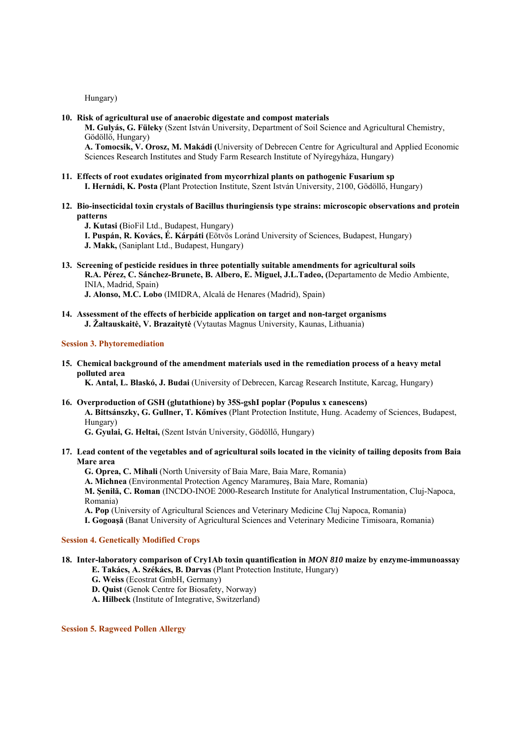Hungary)

10. **Risk of agricultural use of anaerobic digestate and compost materials**
    **M. Gulyás, G. Füleky** (Szent István University, Department of Soil Science and Agricultural Chemistry, Gödöllő, Hungary)
    **A. Tomocsik, V. Orosz, M. Makádi (**University of Debrecen Centre for Agricultural and Applied Economic Sciences Research Institutes and Study Farm Research Institute of Nyíregyháza, Hungary)

11. **Effects of root exudates originated from mycorrhizal plants on pathogenic Fusarium sp**
    **I. Hernádi, K. Posta (**Plant Protection Institute, Szent István University, 2100, Gödöllő, Hungary)

12. **Bio-insecticidal toxin crystals of Bacillus thuringiensis type strains: microscopic observations and protein patterns**
    **J. Kutasi (**BioFil Ltd., Budapest, Hungary)
    **I. Puspán, R. Kovács, É. Kárpáti (**Eötvös Loránd University of Sciences, Budapest, Hungary)
    **J. Makk,** (Saniplant Ltd., Budapest, Hungary)

13. **Screening of pesticide residues in three potentially suitable amendments for agricultural soils**
    **R.A. Pérez, C. Sánchez-Brunete, B. Albero, E. Miguel, J.L.Tadeo, (**Departamento de Medio Ambiente, INIA, Madrid, Spain)
    **J. Alonso, M.C. Lobo** (IMIDRA, Alcalá de Henares (Madrid), Spain)

14. **Assessment of the effects of herbicide application on target and non-target organisms**
    **J. Žaltauskaitė, V. Brazaitytė** (Vytautas Magnus University, Kaunas, Lithuania)

**Session 3. Phytoremediation**

15. **Chemical background of the amendment materials used in the remediation process of a heavy metal polluted area**
    **K. Antal, L. Blaskó, J. Budai** (University of Debrecen, Karcag Research Institute, Karcag, Hungary)

16. **Overproduction of GSH (glutathione) by 35S-gshI poplar (Populus x canescens)**
    **A. Bittsánszky, G. Gullner, T. Kőmíves** (Plant Protection Institute, Hung. Academy of Sciences, Budapest, Hungary)
    **G. Gyulai, G. Heltai,** (Szent István University, Gödöllő, Hungary)

17. **Lead content of the vegetables and of agricultural soils located in the vicinity of tailing deposits from Baia Mare area**
    **G. Oprea, C. Mihali** (North University of Baia Mare, Baia Mare, Romania)
    **A. Michnea** (Environmental Protection Agency Maramureş, Baia Mare, Romania)
    **M. Şenilă, C. Roman** (INCDO-INOE 2000-Research Institute for Analytical Instrumentation, Cluj-Napoca, Romania)
    **A. Pop** (University of Agricultural Sciences and Veterinary Medicine Cluj Napoca, Romania)
    **I. Gogoaşă** (Banat University of Agricultural Sciences and Veterinary Medicine Timisoara, Romania)

**Session 4. Genetically Modified Crops**

18. **Inter-laboratory comparison of Cry1Ab toxin quantification in *MON 810* maize by enzyme-immunoassay**
    **E. Takács, A. Székács, B. Darvas** (Plant Protection Institute, Hungary)
    **G. Weiss** (Ecostrat GmbH, Germany)
    **D. Quist** (Genok Centre for Biosafety, Norway)
    **A. Hilbeck** (Institute of Integrative, Switzerland)

**Session 5. Ragweed Pollen Allergy**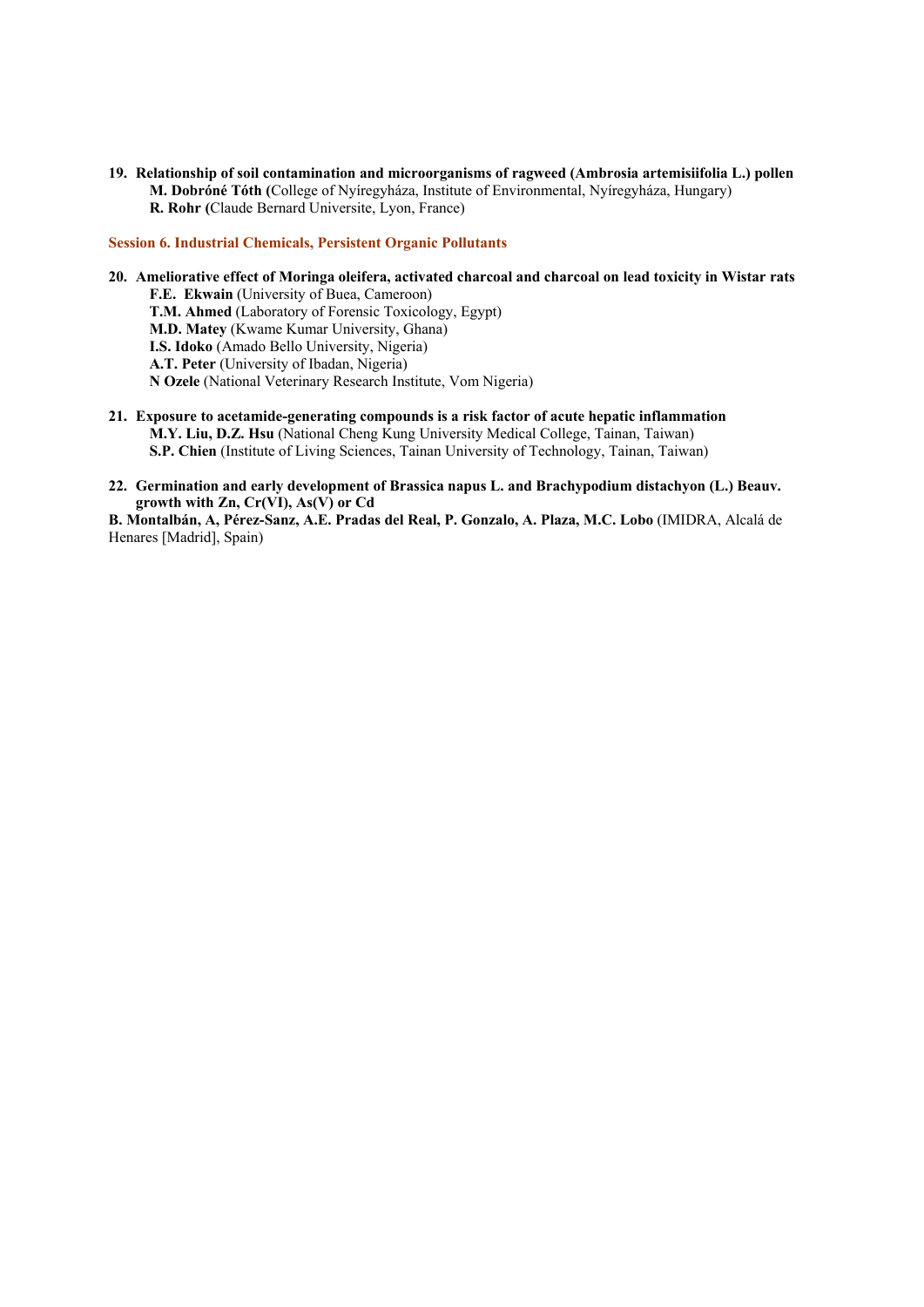**19. Relationship of soil contamination and microorganisms of ragweed (Ambrosia artemisiifolia L.) pollen**
**M. Dobróné Tóth (**College of Nyíregyháza, Institute of Environmental, Nyíregyháza, Hungary)
**R. Rohr (**Claude Bernard Universite, Lyon, France)

### Session 6. Industrial Chemicals, Persistent Organic Pollutants

**20. Ameliorative effect of Moringa oleifera, activated charcoal and charcoal on lead toxicity in Wistar rats**
**F.E. Ekwain** (University of Buea, Cameroon)
**T.M. Ahmed** (Laboratory of Forensic Toxicology, Egypt)
**M.D. Matey** (Kwame Kumar University, Ghana)
**I.S. Idoko** (Amado Bello University, Nigeria)
**A.T. Peter** (University of Ibadan, Nigeria)
**N Ozele** (National Veterinary Research Institute, Vom Nigeria)

**21. Exposure to acetamide-generating compounds is a risk factor of acute hepatic inflammation**
**M.Y. Liu, D.Z. Hsu** (National Cheng Kung University Medical College, Tainan, Taiwan)
**S.P. Chien** (Institute of Living Sciences, Tainan University of Technology, Tainan, Taiwan)

**22. Germination and early development of Brassica napus L. and Brachypodium distachyon (L.) Beauv. growth with Zn, Cr(VI), As(V) or Cd**
**B. Montalbán, A, Pérez-Sanz, A.E. Pradas del Real, P. Gonzalo, A. Plaza, M.C. Lobo** (IMIDRA, Alcalá de Henares [Madrid], Spain)